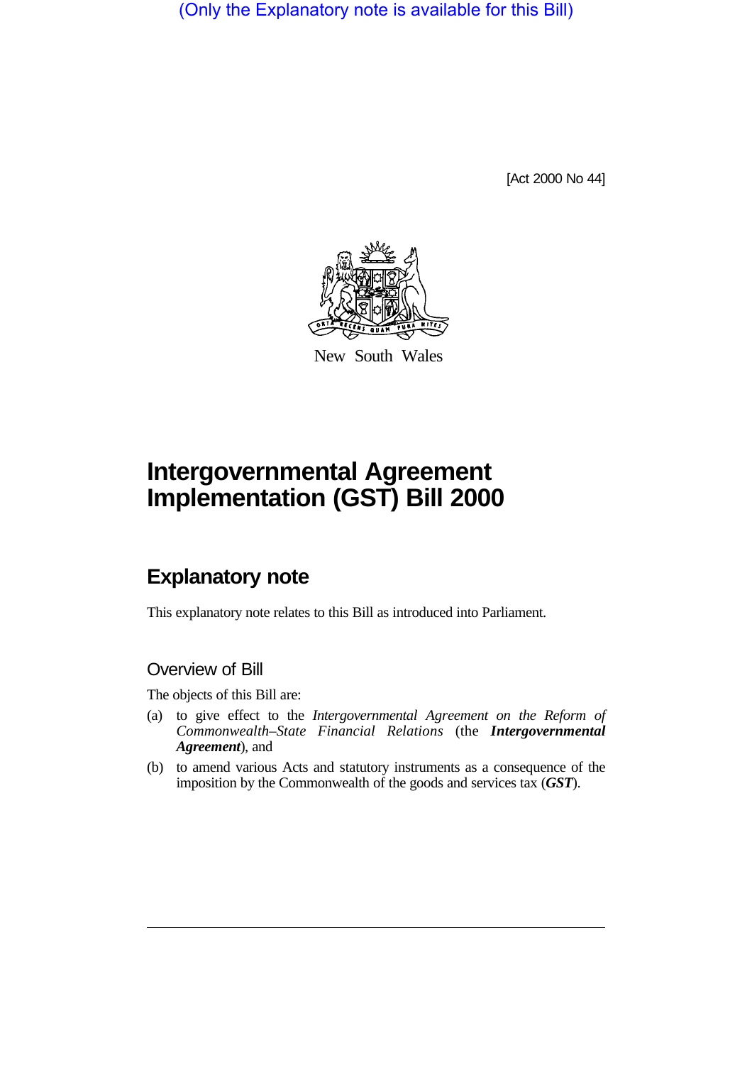(Only the Explanatory note is available for this Bill)

[Act 2000 No 44]

New South Wales

# Intergovernmental Agreement Implementation (GST) Bill 2000

## Explanatory note

This explanatory note relates to this Bill as introduced into Parliament.

### Overview of Bill

The objects of this Bill are:

(a) to give effect to the *Intergovernmental Agreement on the Reform of Commonwealth–State Financial Relations* (the ***Intergovernmental Agreement***), and

(b) to amend various Acts and statutory instruments as a consequence of the imposition by the Commonwealth of the goods and services tax (***GST***).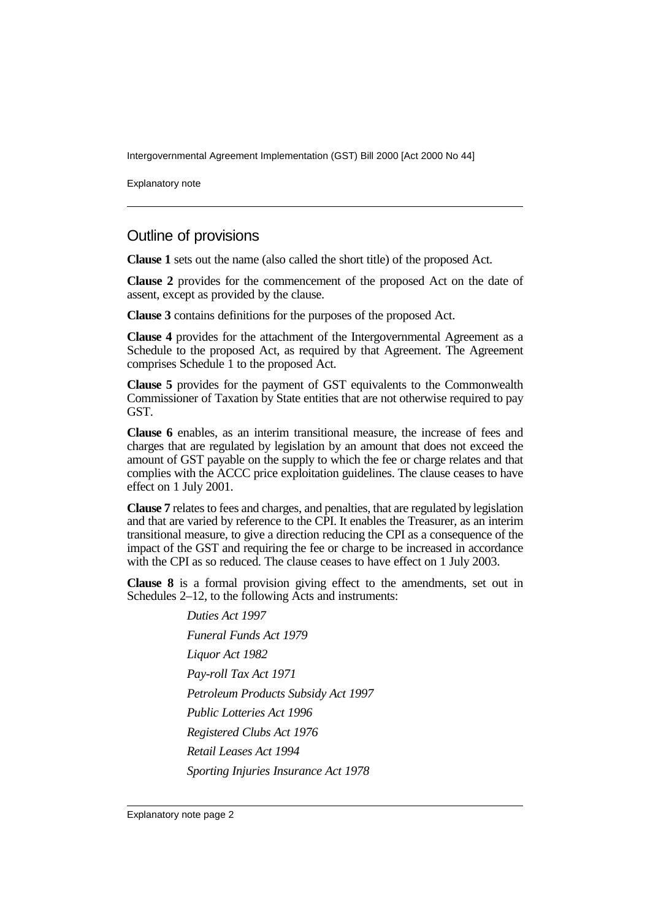## Outline of provisions

**Clause 1** sets out the name (also called the short title) of the proposed Act.

**Clause 2** provides for the commencement of the proposed Act on the date of assent, except as provided by the clause.

**Clause 3** contains definitions for the purposes of the proposed Act.

**Clause 4** provides for the attachment of the Intergovernmental Agreement as a Schedule to the proposed Act, as required by that Agreement. The Agreement comprises Schedule 1 to the proposed Act.

**Clause 5** provides for the payment of GST equivalents to the Commonwealth Commissioner of Taxation by State entities that are not otherwise required to pay GST.

**Clause 6** enables, as an interim transitional measure, the increase of fees and charges that are regulated by legislation by an amount that does not exceed the amount of GST payable on the supply to which the fee or charge relates and that complies with the ACCC price exploitation guidelines. The clause ceases to have effect on 1 July 2001.

**Clause 7** relates to fees and charges, and penalties, that are regulated by legislation and that are varied by reference to the CPI. It enables the Treasurer, as an interim transitional measure, to give a direction reducing the CPI as a consequence of the impact of the GST and requiring the fee or charge to be increased in accordance with the CPI as so reduced. The clause ceases to have effect on 1 July 2003.

**Clause 8** is a formal provision giving effect to the amendments, set out in Schedules 2–12, to the following Acts and instruments:

*Duties Act 1997*

*Funeral Funds Act 1979*

*Liquor Act 1982*

*Pay-roll Tax Act 1971*

*Petroleum Products Subsidy Act 1997*

*Public Lotteries Act 1996*

*Registered Clubs Act 1976*

*Retail Leases Act 1994*

*Sporting Injuries Insurance Act 1978*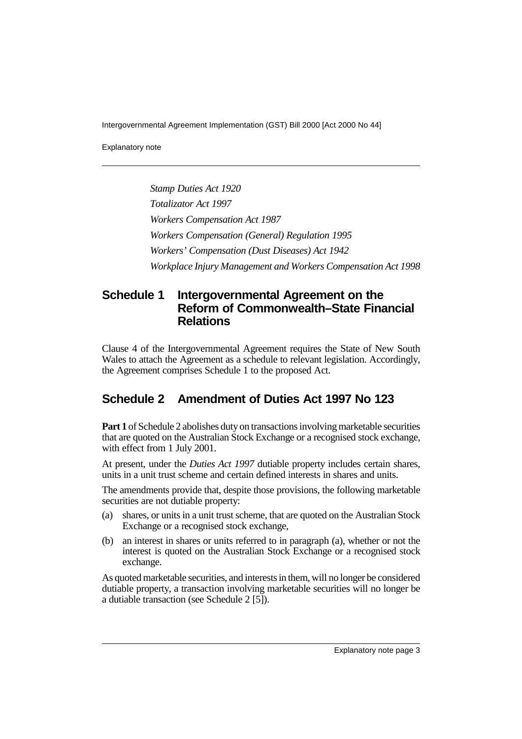*Stamp Duties Act 1920*

*Totalizator Act 1997*

*Workers Compensation Act 1987*

*Workers Compensation (General) Regulation 1995*

*Workers' Compensation (Dust Diseases) Act 1942*

*Workplace Injury Management and Workers Compensation Act 1998*

## Schedule 1 Intergovernmental Agreement on the Reform of Commonwealth–State Financial Relations

Clause 4 of the Intergovernmental Agreement requires the State of New South Wales to attach the Agreement as a schedule to relevant legislation. Accordingly, the Agreement comprises Schedule 1 to the proposed Act.

## Schedule 2 Amendment of Duties Act 1997 No 123

**Part 1** of Schedule 2 abolishes duty on transactions involving marketable securities that are quoted on the Australian Stock Exchange or a recognised stock exchange, with effect from 1 July 2001.

At present, under the *Duties Act 1997* dutiable property includes certain shares, units in a unit trust scheme and certain defined interests in shares and units.

The amendments provide that, despite those provisions, the following marketable securities are not dutiable property:

(a) shares, or units in a unit trust scheme, that are quoted on the Australian Stock Exchange or a recognised stock exchange,

(b) an interest in shares or units referred to in paragraph (a), whether or not the interest is quoted on the Australian Stock Exchange or a recognised stock exchange.

As quoted marketable securities, and interests in them, will no longer be considered dutiable property, a transaction involving marketable securities will no longer be a dutiable transaction (see Schedule 2 [5]).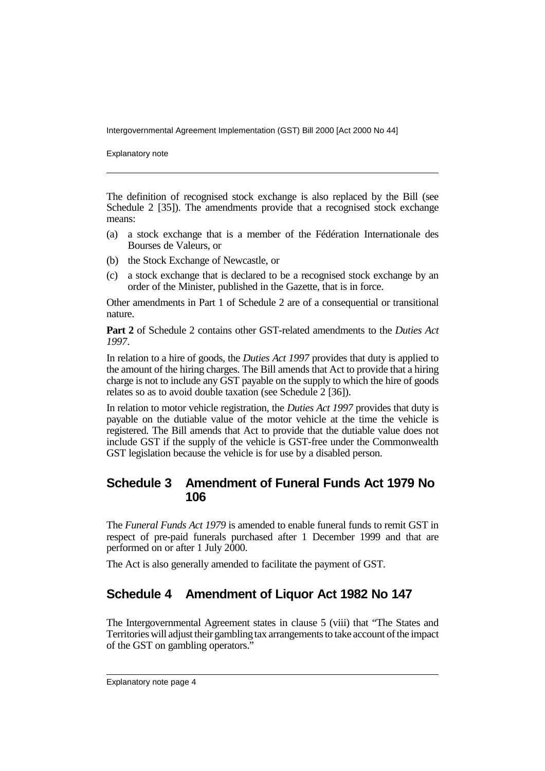The definition of recognised stock exchange is also replaced by the Bill (see Schedule 2 [35]). The amendments provide that a recognised stock exchange means:

(a) a stock exchange that is a member of the Fédération Internationale des Bourses de Valeurs, or

(b) the Stock Exchange of Newcastle, or

(c) a stock exchange that is declared to be a recognised stock exchange by an order of the Minister, published in the Gazette, that is in force.

Other amendments in Part 1 of Schedule 2 are of a consequential or transitional nature.

**Part 2** of Schedule 2 contains other GST-related amendments to the *Duties Act 1997*.

In relation to a hire of goods, the *Duties Act 1997* provides that duty is applied to the amount of the hiring charges. The Bill amends that Act to provide that a hiring charge is not to include any GST payable on the supply to which the hire of goods relates so as to avoid double taxation (see Schedule 2 [36]).

In relation to motor vehicle registration, the *Duties Act 1997* provides that duty is payable on the dutiable value of the motor vehicle at the time the vehicle is registered. The Bill amends that Act to provide that the dutiable value does not include GST if the supply of the vehicle is GST-free under the Commonwealth GST legislation because the vehicle is for use by a disabled person.

## Schedule 3 Amendment of Funeral Funds Act 1979 No 106

The *Funeral Funds Act 1979* is amended to enable funeral funds to remit GST in respect of pre-paid funerals purchased after 1 December 1999 and that are performed on or after 1 July 2000.

The Act is also generally amended to facilitate the payment of GST.

## Schedule 4 Amendment of Liquor Act 1982 No 147

The Intergovernmental Agreement states in clause 5 (viii) that "The States and Territories will adjust their gambling tax arrangements to take account of the impact of the GST on gambling operators."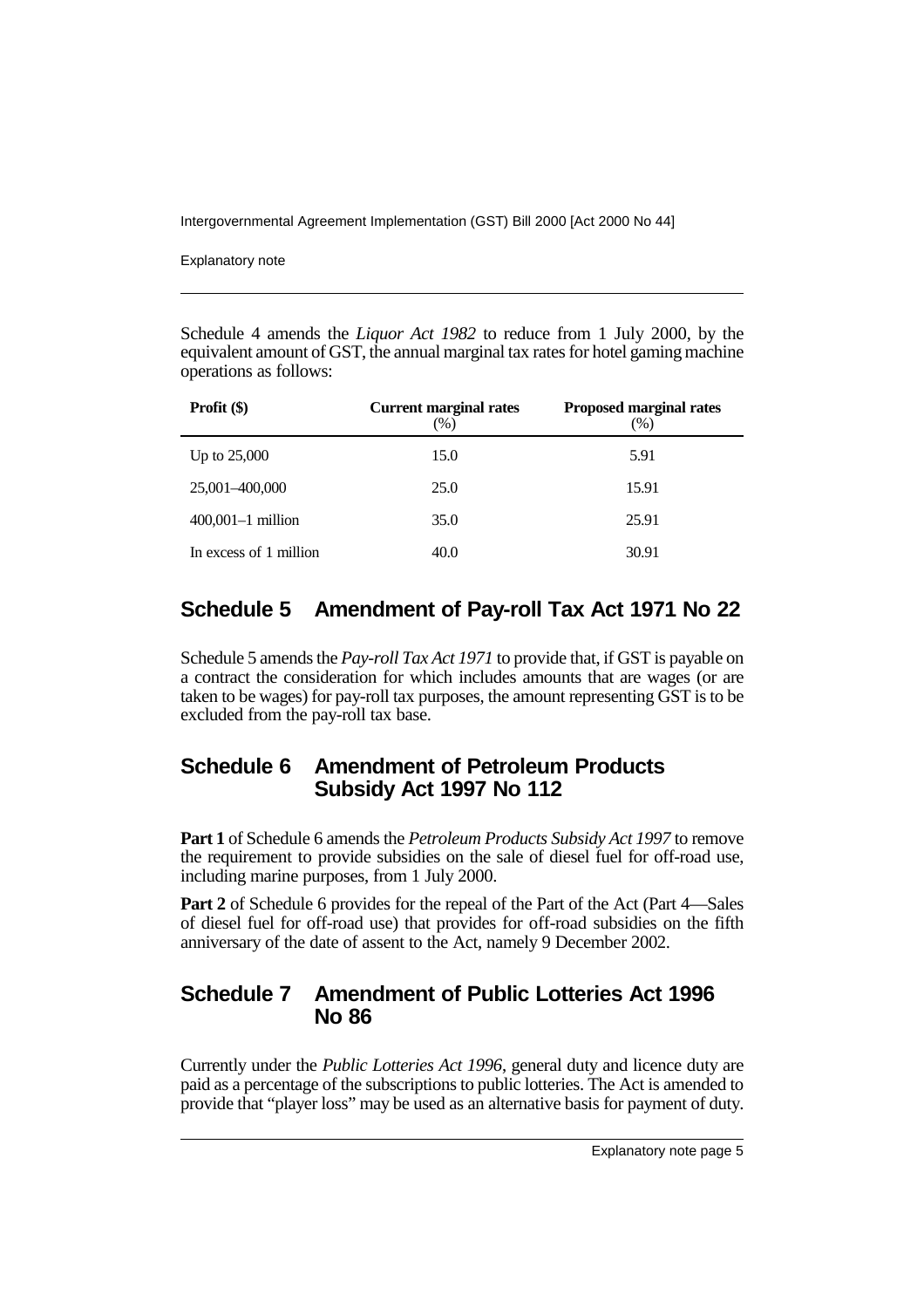Schedule 4 amends the *Liquor Act 1982* to reduce from 1 July 2000, by the equivalent amount of GST, the annual marginal tax rates for hotel gaming machine operations as follows:

| Profit ($) | Current marginal rates (%) | Proposed marginal rates (%) |
|---|---|---|
| Up to 25,000 | 15.0 | 5.91 |
| 25,001–400,000 | 25.0 | 15.91 |
| 400,001–1 million | 35.0 | 25.91 |
| In excess of 1 million | 40.0 | 30.91 |

## Schedule 5 Amendment of Pay-roll Tax Act 1971 No 22

Schedule 5 amends the *Pay-roll Tax Act 1971* to provide that, if GST is payable on a contract the consideration for which includes amounts that are wages (or are taken to be wages) for pay-roll tax purposes, the amount representing GST is to be excluded from the pay-roll tax base.

## Schedule 6 Amendment of Petroleum Products Subsidy Act 1997 No 112

**Part 1** of Schedule 6 amends the *Petroleum Products Subsidy Act 1997* to remove the requirement to provide subsidies on the sale of diesel fuel for off-road use, including marine purposes, from 1 July 2000.

**Part 2** of Schedule 6 provides for the repeal of the Part of the Act (Part 4—Sales of diesel fuel for off-road use) that provides for off-road subsidies on the fifth anniversary of the date of assent to the Act, namely 9 December 2002.

## Schedule 7 Amendment of Public Lotteries Act 1996 No 86

Currently under the *Public Lotteries Act 1996*, general duty and licence duty are paid as a percentage of the subscriptions to public lotteries. The Act is amended to provide that "player loss" may be used as an alternative basis for payment of duty.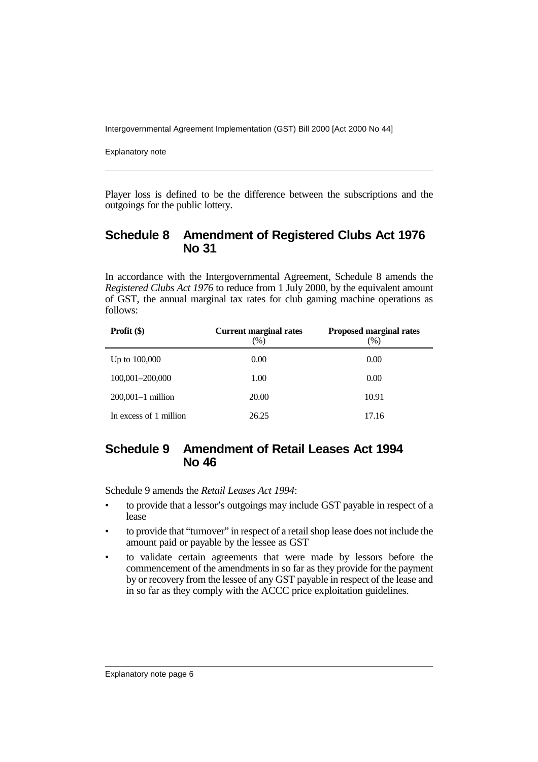Player loss is defined to be the difference between the subscriptions and the outgoings for the public lottery.

## Schedule 8 Amendment of Registered Clubs Act 1976 No 31

In accordance with the Intergovernmental Agreement, Schedule 8 amends the *Registered Clubs Act 1976* to reduce from 1 July 2000, by the equivalent amount of GST, the annual marginal tax rates for club gaming machine operations as follows:

| Profit ($) | Current marginal rates (%) | Proposed marginal rates (%) |
|---|---|---|
| Up to 100,000 | 0.00 | 0.00 |
| 100,001–200,000 | 1.00 | 0.00 |
| 200,001–1 million | 20.00 | 10.91 |
| In excess of 1 million | 26.25 | 17.16 |

## Schedule 9 Amendment of Retail Leases Act 1994 No 46

Schedule 9 amends the *Retail Leases Act 1994*:

- to provide that a lessor's outgoings may include GST payable in respect of a lease
- to provide that "turnover" in respect of a retail shop lease does not include the amount paid or payable by the lessee as GST
- to validate certain agreements that were made by lessors before the commencement of the amendments in so far as they provide for the payment by or recovery from the lessee of any GST payable in respect of the lease and in so far as they comply with the ACCC price exploitation guidelines.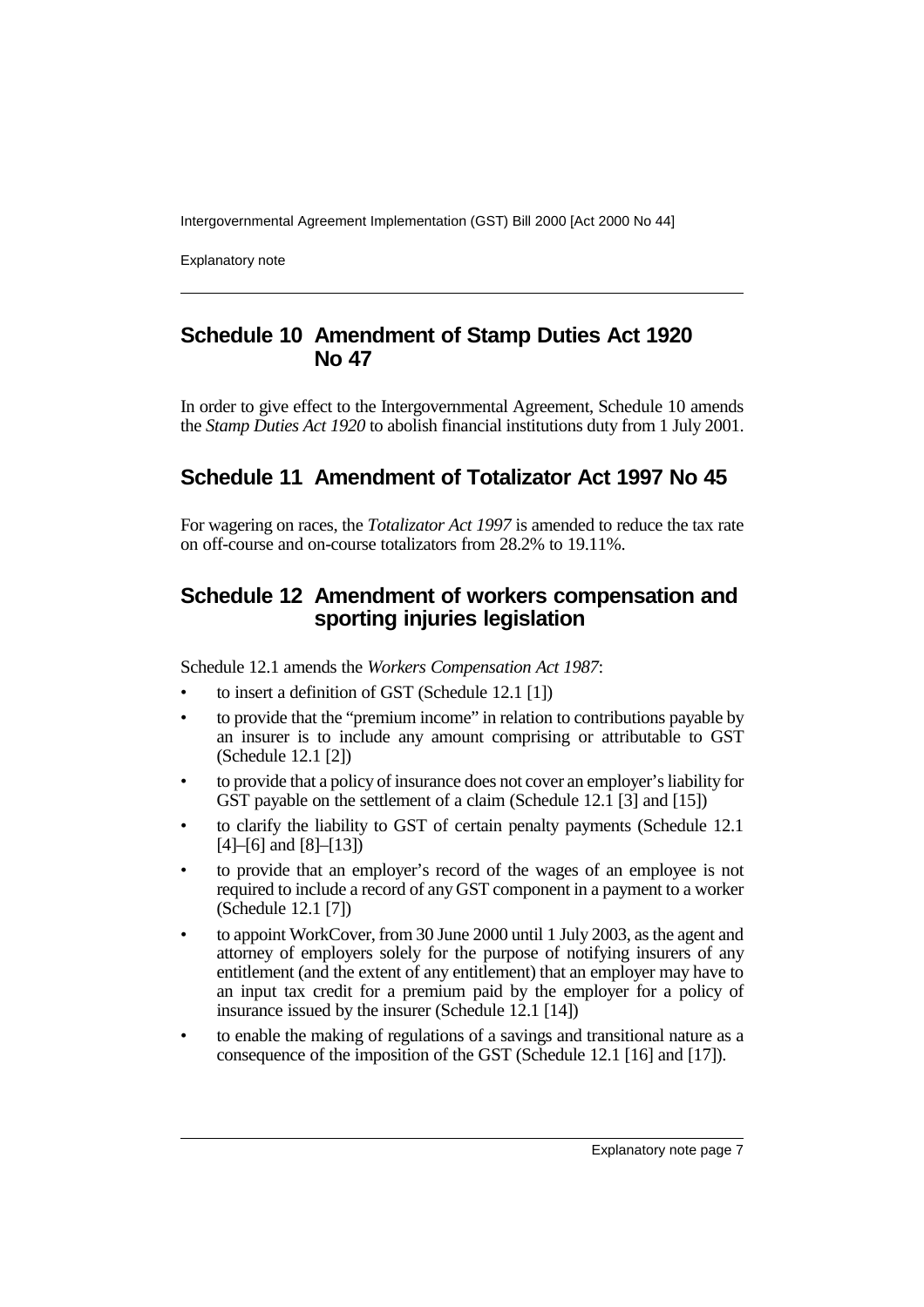## Schedule 10 Amendment of Stamp Duties Act 1920 No 47

In order to give effect to the Intergovernmental Agreement, Schedule 10 amends the *Stamp Duties Act 1920* to abolish financial institutions duty from 1 July 2001.

## Schedule 11 Amendment of Totalizator Act 1997 No 45

For wagering on races, the *Totalizator Act 1997* is amended to reduce the tax rate on off-course and on-course totalizators from 28.2% to 19.11%.

## Schedule 12 Amendment of workers compensation and sporting injuries legislation

Schedule 12.1 amends the *Workers Compensation Act 1987*:

- to insert a definition of GST (Schedule 12.1 [1])
- to provide that the "premium income" in relation to contributions payable by an insurer is to include any amount comprising or attributable to GST (Schedule 12.1 [2])
- to provide that a policy of insurance does not cover an employer's liability for GST payable on the settlement of a claim (Schedule 12.1 [3] and [15])
- to clarify the liability to GST of certain penalty payments (Schedule 12.1 [4]–[6] and [8]–[13])
- to provide that an employer's record of the wages of an employee is not required to include a record of any GST component in a payment to a worker (Schedule 12.1 [7])
- to appoint WorkCover, from 30 June 2000 until 1 July 2003, as the agent and attorney of employers solely for the purpose of notifying insurers of any entitlement (and the extent of any entitlement) that an employer may have to an input tax credit for a premium paid by the employer for a policy of insurance issued by the insurer (Schedule 12.1 [14])
- to enable the making of regulations of a savings and transitional nature as a consequence of the imposition of the GST (Schedule 12.1 [16] and [17]).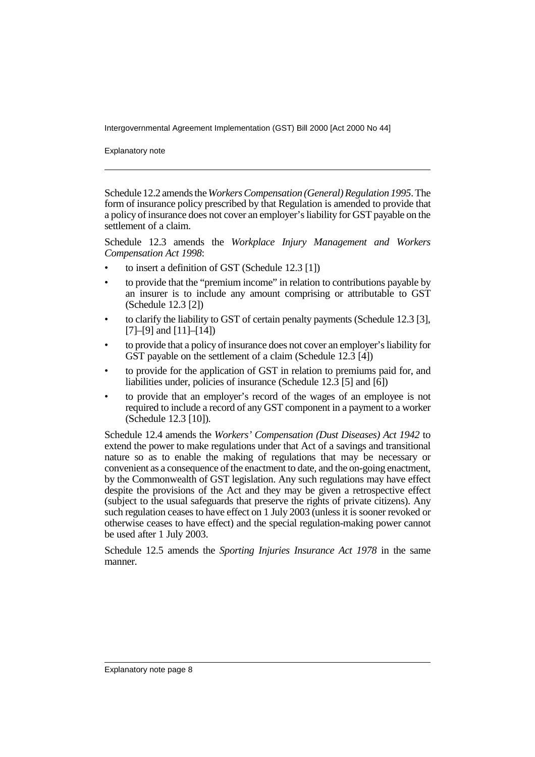Schedule 12.2 amends the *Workers Compensation (General) Regulation 1995*. The form of insurance policy prescribed by that Regulation is amended to provide that a policy of insurance does not cover an employer's liability for GST payable on the settlement of a claim.

Schedule 12.3 amends the *Workplace Injury Management and Workers Compensation Act 1998*:

- to insert a definition of GST (Schedule 12.3 [1])
- to provide that the "premium income" in relation to contributions payable by an insurer is to include any amount comprising or attributable to GST (Schedule 12.3 [2])
- to clarify the liability to GST of certain penalty payments (Schedule 12.3 [3], [7]–[9] and [11]–[14])
- to provide that a policy of insurance does not cover an employer's liability for GST payable on the settlement of a claim (Schedule 12.3 [4])
- to provide for the application of GST in relation to premiums paid for, and liabilities under, policies of insurance (Schedule 12.3 [5] and [6])
- to provide that an employer's record of the wages of an employee is not required to include a record of any GST component in a payment to a worker (Schedule 12.3 [10]).

Schedule 12.4 amends the *Workers' Compensation (Dust Diseases) Act 1942* to extend the power to make regulations under that Act of a savings and transitional nature so as to enable the making of regulations that may be necessary or convenient as a consequence of the enactment to date, and the on-going enactment, by the Commonwealth of GST legislation. Any such regulations may have effect despite the provisions of the Act and they may be given a retrospective effect (subject to the usual safeguards that preserve the rights of private citizens). Any such regulation ceases to have effect on 1 July 2003 (unless it is sooner revoked or otherwise ceases to have effect) and the special regulation-making power cannot be used after 1 July 2003.

Schedule 12.5 amends the *Sporting Injuries Insurance Act 1978* in the same manner.